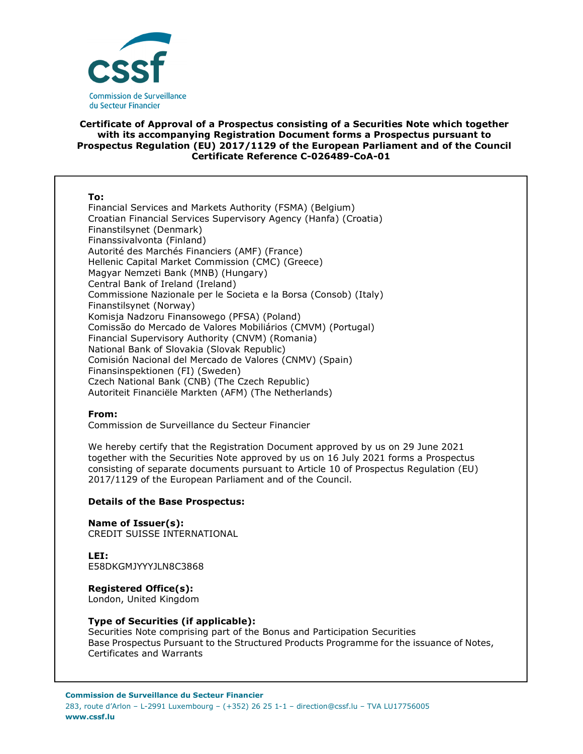**Certificate of Approval of a Prospectus consisting of a Securities Note which together with its accompanying Registration Document forms a Prospectus pursuant to Prospectus Regulation (EU) 2017/1129 of the European Parliament and of the Council**
**Certificate Reference C-026489-CoA-01**

**To:**
Financial Services and Markets Authority (FSMA) (Belgium)
Croatian Financial Services Supervisory Agency (Hanfa) (Croatia)
Finanstilsynet (Denmark)
Finanssivalvonta (Finland)
Autorité des Marchés Financiers (AMF) (France)
Hellenic Capital Market Commission (CMC) (Greece)
Magyar Nemzeti Bank (MNB) (Hungary)
Central Bank of Ireland (Ireland)
Commissione Nazionale per le Societa e la Borsa (Consob) (Italy)
Finanstilsynet (Norway)
Komisja Nadzoru Finansowego (PFSA) (Poland)
Comissão do Mercado de Valores Mobiliários (CMVM) (Portugal)
Financial Supervisory Authority (CNVM) (Romania)
National Bank of Slovakia (Slovak Republic)
Comisión Nacional del Mercado de Valores (CNMV) (Spain)
Finansinspektionen (FI) (Sweden)
Czech National Bank (CNB) (The Czech Republic)
Autoriteit Financiële Markten (AFM) (The Netherlands)

**From:**
Commission de Surveillance du Secteur Financier

We hereby certify that the Registration Document approved by us on 29 June 2021 together with the Securities Note approved by us on 16 July 2021 forms a Prospectus consisting of separate documents pursuant to Article 10 of Prospectus Regulation (EU) 2017/1129 of the European Parliament and of the Council.

**Details of the Base Prospectus:**

**Name of Issuer(s):**
CREDIT SUISSE INTERNATIONAL

**LEI:**
E58DKGMJYYYJLN8C3868

**Registered Office(s):**
London, United Kingdom

**Type of Securities (if applicable):**
Securities Note comprising part of the Bonus and Participation Securities Base Prospectus Pursuant to the Structured Products Programme for the issuance of Notes, Certificates and Warrants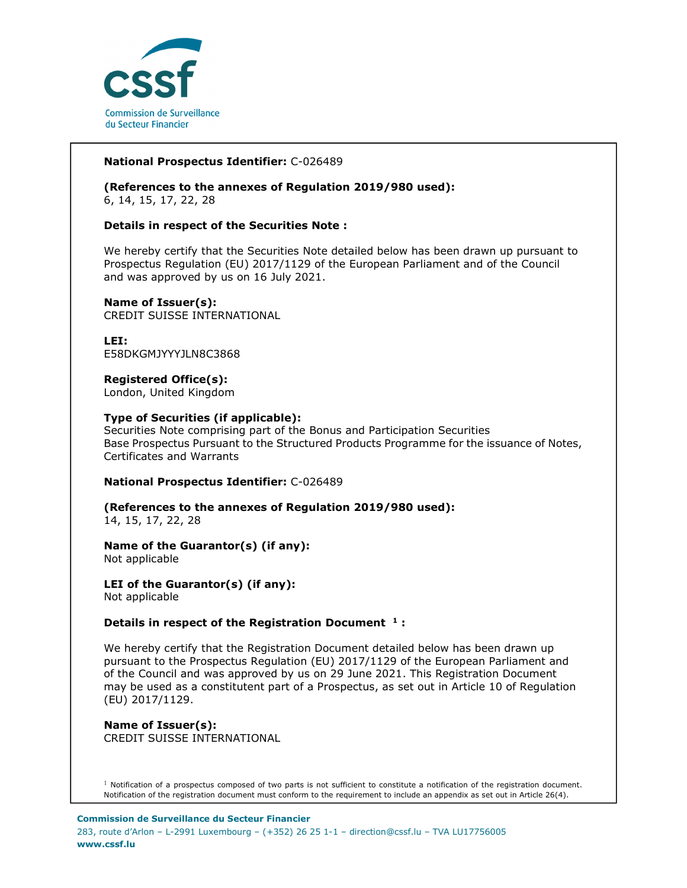**National Prospectus Identifier:** C-026489

**(References to the annexes of Regulation 2019/980 used):**
6, 14, 15, 17, 22, 28

**Details in respect of the Securities Note :**

We hereby certify that the Securities Note detailed below has been drawn up pursuant to Prospectus Regulation (EU) 2017/1129 of the European Parliament and of the Council and was approved by us on 16 July 2021.

**Name of Issuer(s):**
CREDIT SUISSE INTERNATIONAL

**LEI:**
E58DKGMJYYYJLN8C3868

**Registered Office(s):**
London, United Kingdom

**Type of Securities (if applicable):**
Securities Note comprising part of the Bonus and Participation Securities Base Prospectus Pursuant to the Structured Products Programme for the issuance of Notes, Certificates and Warrants

**National Prospectus Identifier:** C-026489

**(References to the annexes of Regulation 2019/980 used):**
14, 15, 17, 22, 28

**Name of the Guarantor(s) (if any):**
Not applicable

**LEI of the Guarantor(s) (if any):**
Not applicable

**Details in respect of the Registration Document [1] :**

We hereby certify that the Registration Document detailed below has been drawn up pursuant to the Prospectus Regulation (EU) 2017/1129 of the European Parliament and of the Council and was approved by us on 29 June 2021. This Registration Document may be used as a constitutent part of a Prospectus, as set out in Article 10 of Regulation (EU) 2017/1129.

**Name of Issuer(s):**
CREDIT SUISSE INTERNATIONAL

[1] Notification of a prospectus composed of two parts is not sufficient to constitute a notification of the registration document. Notification of the registration document must conform to the requirement to include an appendix as set out in Article 26(4).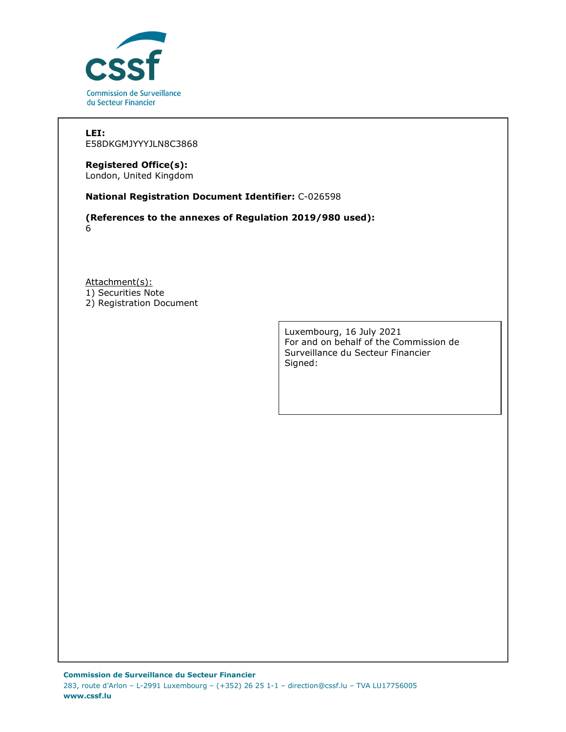**LEI:**
E58DKGMJYYYJLN8C3868

**Registered Office(s):**
London, United Kingdom

**National Registration Document Identifier:** C-026598

**(References to the annexes of Regulation 2019/980 used):**
6

Attachment(s):
1) Securities Note
2) Registration Document

Luxembourg, 16 July 2021
For and on behalf of the Commission de Surveillance du Secteur Financier
Signed:

**Commission de Surveillance du Secteur Financier**
283, route d'Arlon – L-2991 Luxembourg – (+352) 26 25 1-1 – direction@cssf.lu – TVA LU17756005
**www.cssf.lu**